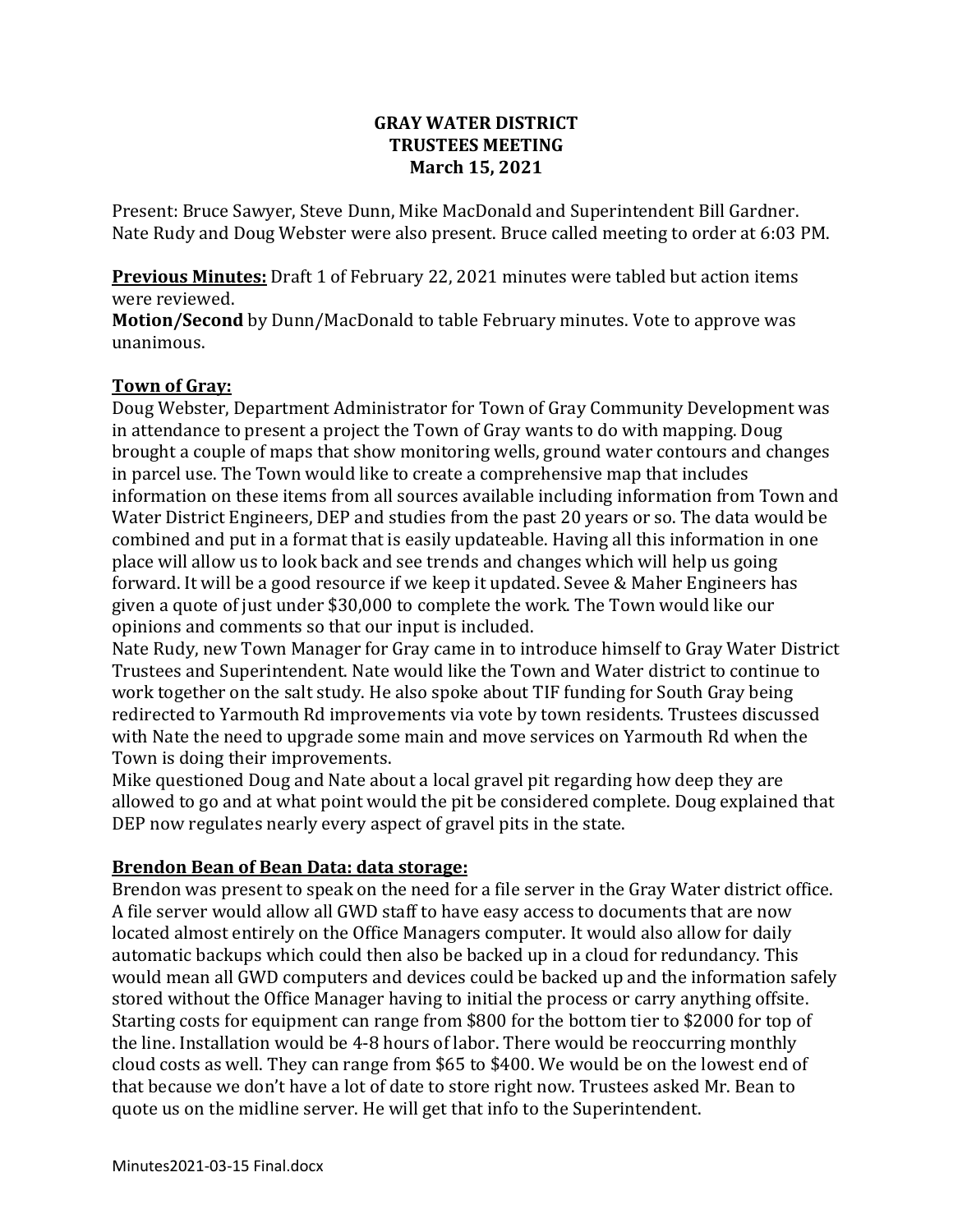**GRAY WATER DISTRICT**
**TRUSTEES MEETING**
**March 15, 2021**

Present: Bruce Sawyer, Steve Dunn, Mike MacDonald and Superintendent Bill Gardner. Nate Rudy and Doug Webster were also present. Bruce called meeting to order at 6:03 PM.

**Previous Minutes:** Draft 1 of February 22, 2021 minutes were tabled but action items were reviewed.
**Motion/Second** by Dunn/MacDonald to table February minutes. Vote to approve was unanimous.

**Town of Gray:**
Doug Webster, Department Administrator for Town of Gray Community Development was in attendance to present a project the Town of Gray wants to do with mapping. Doug brought a couple of maps that show monitoring wells, ground water contours and changes in parcel use. The Town would like to create a comprehensive map that includes information on these items from all sources available including information from Town and Water District Engineers, DEP and studies from the past 20 years or so. The data would be combined and put in a format that is easily updateable. Having all this information in one place will allow us to look back and see trends and changes which will help us going forward. It will be a good resource if we keep it updated. Sevee & Maher Engineers has given a quote of just under $30,000 to complete the work. The Town would like our opinions and comments so that our input is included.
Nate Rudy, new Town Manager for Gray came in to introduce himself to Gray Water District Trustees and Superintendent. Nate would like the Town and Water district to continue to work together on the salt study. He also spoke about TIF funding for South Gray being redirected to Yarmouth Rd improvements via vote by town residents. Trustees discussed with Nate the need to upgrade some main and move services on Yarmouth Rd when the Town is doing their improvements.
Mike questioned Doug and Nate about a local gravel pit regarding how deep they are allowed to go and at what point would the pit be considered complete. Doug explained that DEP now regulates nearly every aspect of gravel pits in the state.

**Brendon Bean of Bean Data: data storage:**
Brendon was present to speak on the need for a file server in the Gray Water district office. A file server would allow all GWD staff to have easy access to documents that are now located almost entirely on the Office Managers computer. It would also allow for daily automatic backups which could then also be backed up in a cloud for redundancy. This would mean all GWD computers and devices could be backed up and the information safely stored without the Office Manager having to initial the process or carry anything offsite. Starting costs for equipment can range from $800 for the bottom tier to $2000 for top of the line. Installation would be 4-8 hours of labor. There would be reoccurring monthly cloud costs as well. They can range from $65 to $400. We would be on the lowest end of that because we don't have a lot of date to store right now. Trustees asked Mr. Bean to quote us on the midline server. He will get that info to the Superintendent.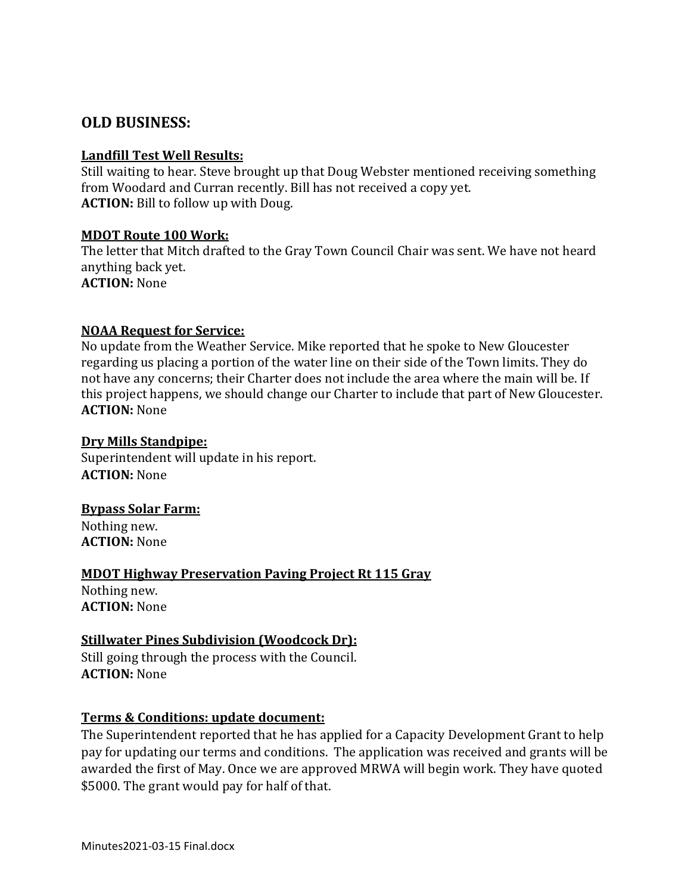## OLD BUSINESS:

**Landfill Test Well Results:**

Still waiting to hear. Steve brought up that Doug Webster mentioned receiving something from Woodard and Curran recently. Bill has not received a copy yet.
**ACTION:** Bill to follow up with Doug.

**MDOT Route 100 Work:**

The letter that Mitch drafted to the Gray Town Council Chair was sent. We have not heard anything back yet.
**ACTION:** None

**NOAA Request for Service:**

No update from the Weather Service. Mike reported that he spoke to New Gloucester regarding us placing a portion of the water line on their side of the Town limits. They do not have any concerns; their Charter does not include the area where the main will be. If this project happens, we should change our Charter to include that part of New Gloucester.
**ACTION:** None

**Dry Mills Standpipe:**

Superintendent will update in his report.
**ACTION:** None

**Bypass Solar Farm:**

Nothing new.
**ACTION:** None

**MDOT Highway Preservation Paving Project Rt 115 Gray**

Nothing new.
**ACTION:** None

**Stillwater Pines Subdivision (Woodcock Dr):**

Still going through the process with the Council.
**ACTION:** None

**Terms & Conditions: update document:**

The Superintendent reported that he has applied for a Capacity Development Grant to help pay for updating our terms and conditions. The application was received and grants will be awarded the first of May. Once we are approved MRWA will begin work. They have quoted $5000. The grant would pay for half of that.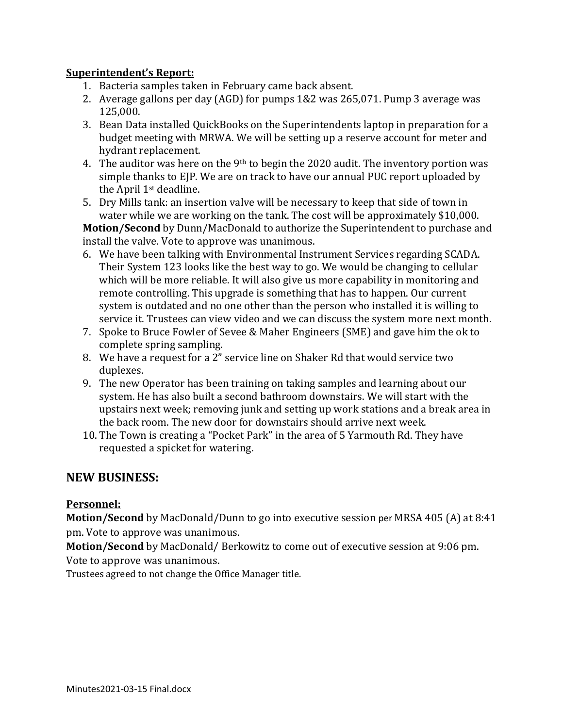**Superintendent's Report:**

1. Bacteria samples taken in February came back absent.
2. Average gallons per day (AGD) for pumps 1&2 was 265,071. Pump 3 average was 125,000.
3. Bean Data installed QuickBooks on the Superintendents laptop in preparation for a budget meeting with MRWA. We will be setting up a reserve account for meter and hydrant replacement.
4. The auditor was here on the 9th to begin the 2020 audit. The inventory portion was simple thanks to EJP. We are on track to have our annual PUC report uploaded by the April 1st deadline.
5. Dry Mills tank: an insertion valve will be necessary to keep that side of town in water while we are working on the tank. The cost will be approximately $10,000.

**Motion/Second** by Dunn/MacDonald to authorize the Superintendent to purchase and install the valve. Vote to approve was unanimous.

6. We have been talking with Environmental Instrument Services regarding SCADA. Their System 123 looks like the best way to go. We would be changing to cellular which will be more reliable. It will also give us more capability in monitoring and remote controlling. This upgrade is something that has to happen. Our current system is outdated and no one other than the person who installed it is willing to service it. Trustees can view video and we can discuss the system more next month.
7. Spoke to Bruce Fowler of Sevee & Maher Engineers (SME) and gave him the ok to complete spring sampling.
8. We have a request for a 2" service line on Shaker Rd that would service two duplexes.
9. The new Operator has been training on taking samples and learning about our system. He has also built a second bathroom downstairs. We will start with the upstairs next week; removing junk and setting up work stations and a break area in the back room. The new door for downstairs should arrive next week.
10. The Town is creating a "Pocket Park" in the area of 5 Yarmouth Rd. They have requested a spicket for watering.

## NEW BUSINESS:

**Personnel:**

**Motion/Second** by MacDonald/Dunn to go into executive session per MRSA 405 (A) at 8:41 pm. Vote to approve was unanimous.

**Motion/Second** by MacDonald/ Berkowitz to come out of executive session at 9:06 pm. Vote to approve was unanimous.

Trustees agreed to not change the Office Manager title.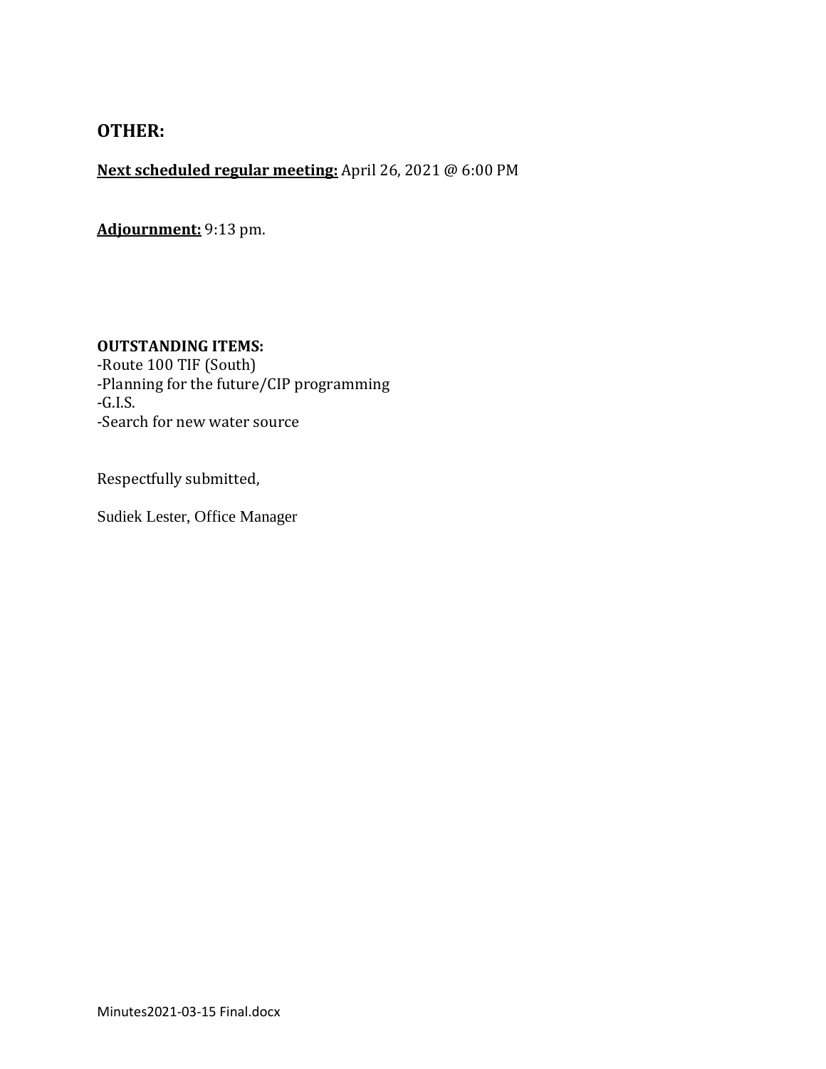## OTHER:

**Next scheduled regular meeting:** April 26, 2021 @ 6:00 PM

**Adjournment:** 9:13 pm.

**OUTSTANDING ITEMS:**
-Route 100 TIF (South)
-Planning for the future/CIP programming
-G.I.S.
-Search for new water source

Respectfully submitted,

Sudiek Lester, Office Manager

Minutes2021-03-15 Final.docx